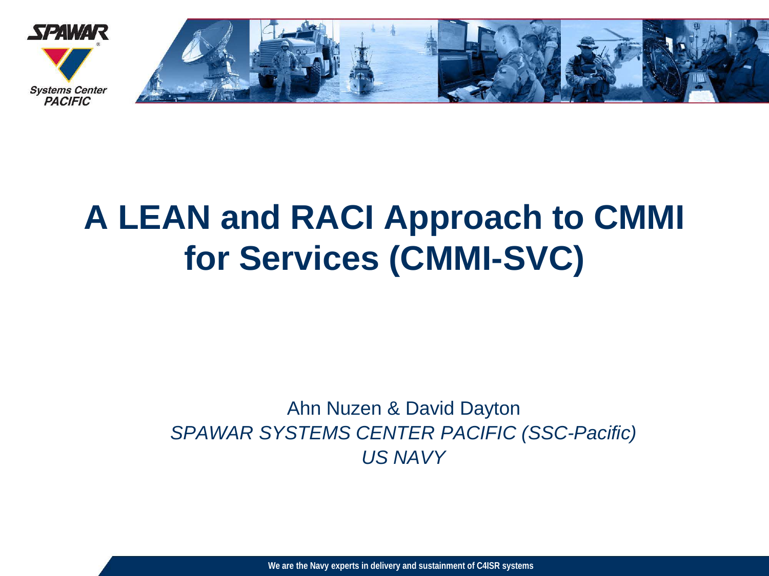# A LEAN and RACI Approach to CMMI for Services (CMMI-SVC)

Ahn Nuzen & David Dayton

*SPAWAR SYSTEMS CENTER PACIFIC (SSC-Pacific)*

*US NAVY*

**We are the Navy experts in delivery and sustainment of C4ISR systems**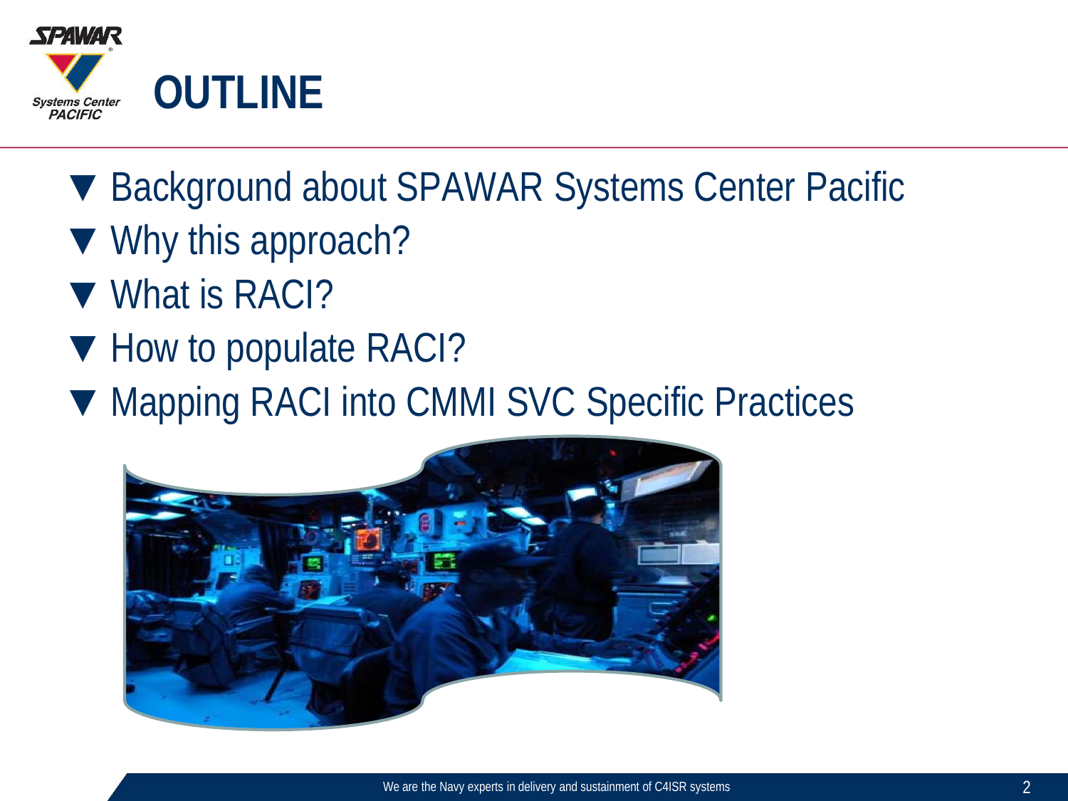# OUTLINE

- Background about SPAWAR Systems Center Pacific
- Why this approach?
- What is RACI?
- How to populate RACI?
- Mapping RACI into CMMI SVC Specific Practices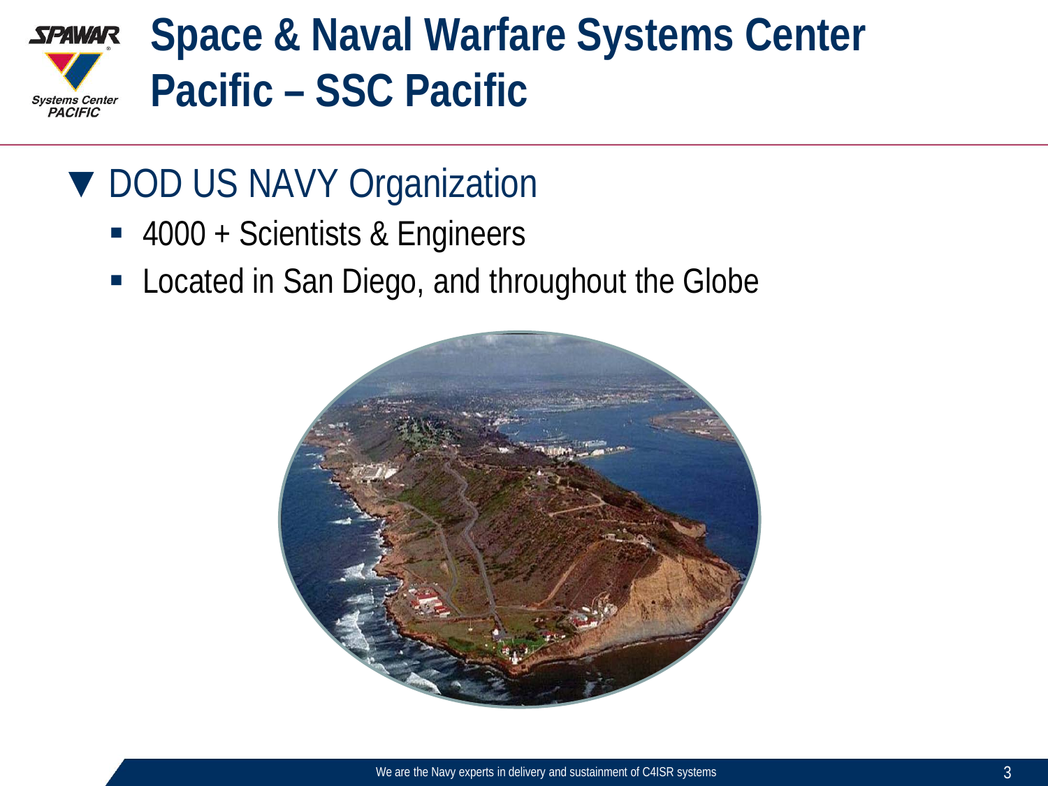# Space & Naval Warfare Systems Center Pacific – SSC Pacific

## ▼ DOD US NAVY Organization

- 4000 + Scientists & Engineers
- Located in San Diego, and throughout the Globe

We are the Navy experts in delivery and sustainment of C4ISR systems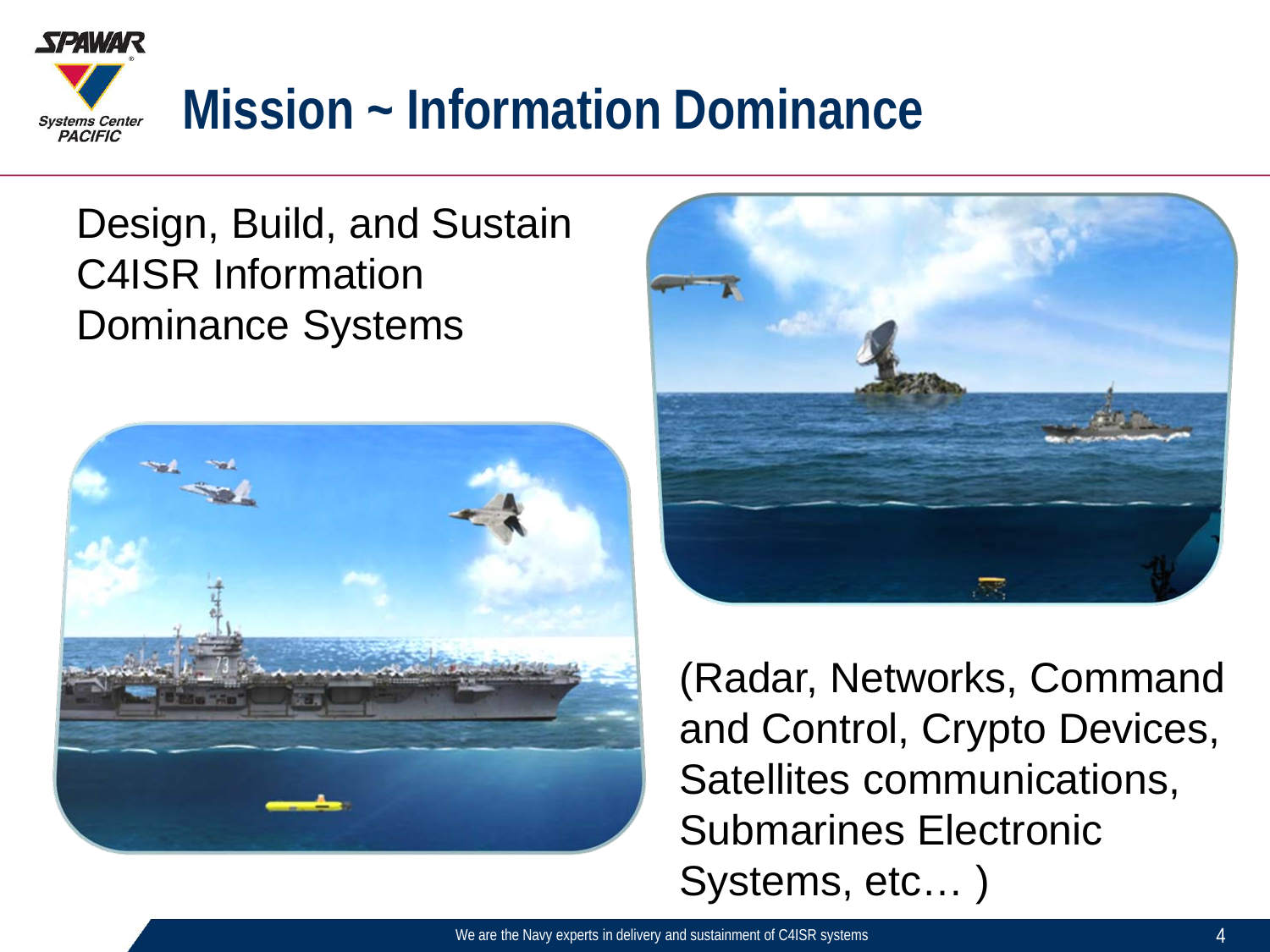# Mission ~ Information Dominance

Design, Build, and Sustain C4ISR Information Dominance Systems

(Radar, Networks, Command and Control, Crypto Devices, Satellites communications, Submarines Electronic Systems, etc… )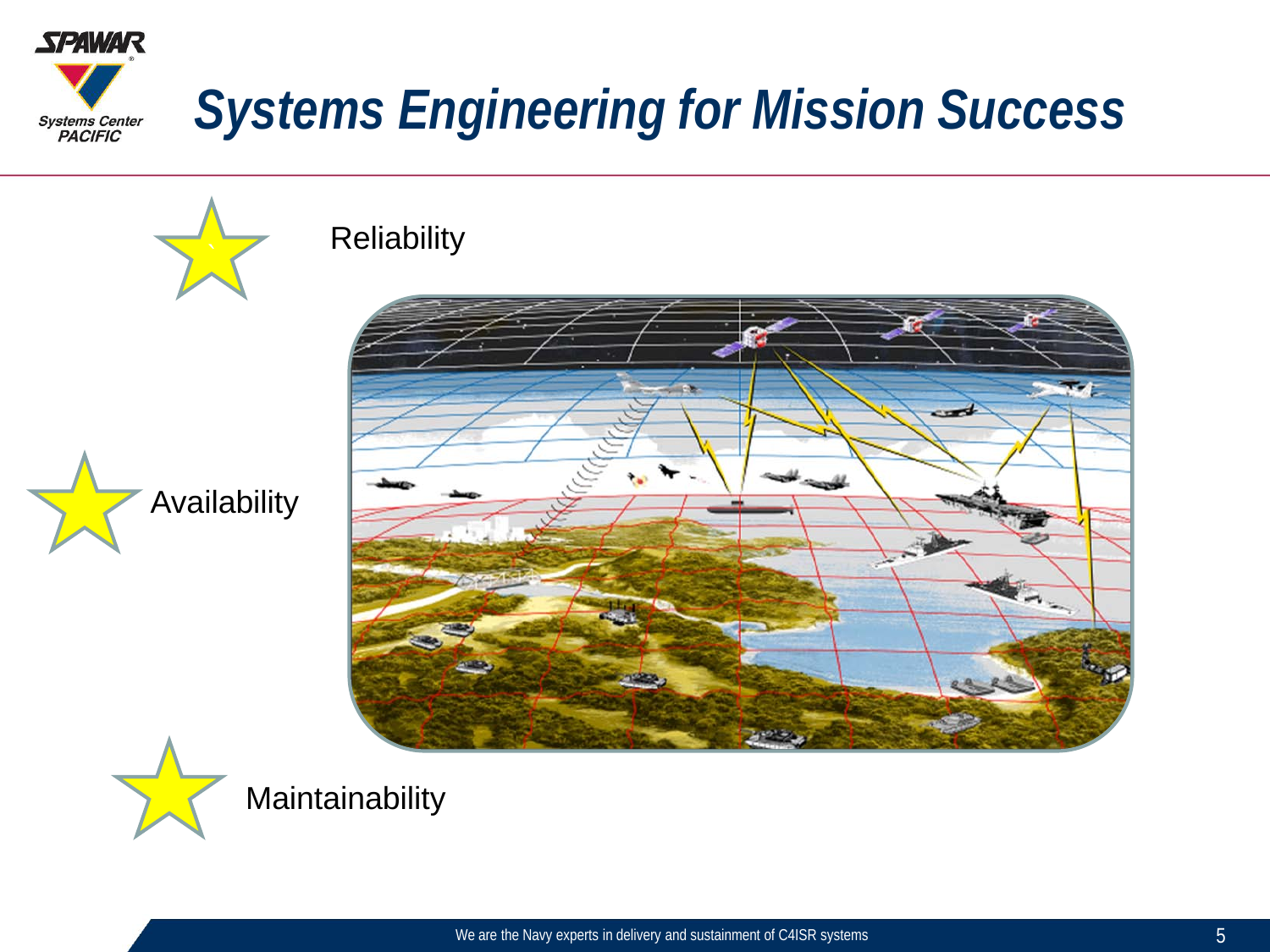# Systems Engineering for Mission Success

- Reliability
- Availability
- Maintainability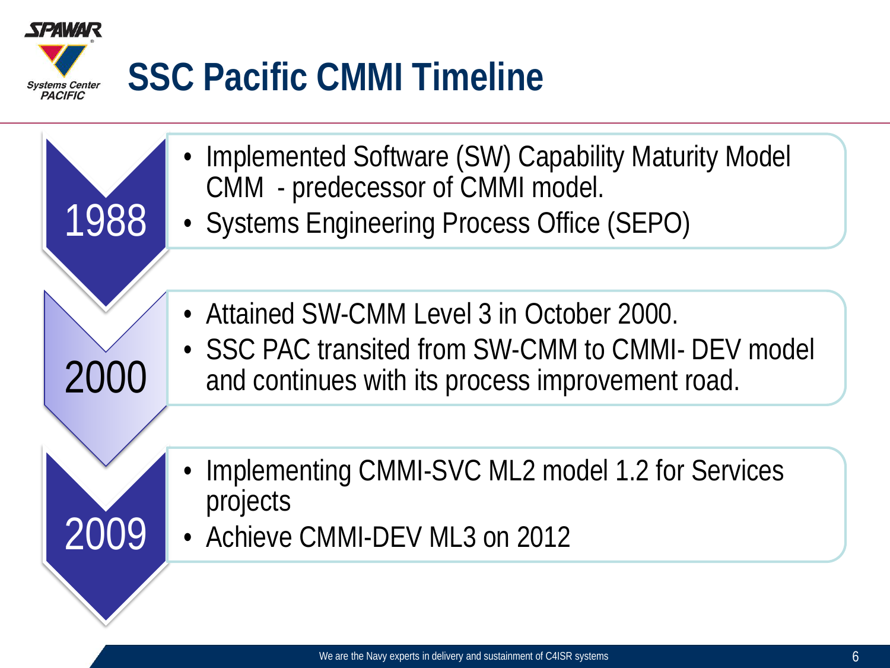# SSC Pacific CMMI Timeline

## 1988

- Implemented Software (SW) Capability Maturity Model CMM - predecessor of CMMI model.
- Systems Engineering Process Office (SEPO)

## 2000

- Attained SW-CMM Level 3 in October 2000.
- SSC PAC transited from SW-CMM to CMMI- DEV model and continues with its process improvement road.

## 2009

- Implementing CMMI-SVC ML2 model 1.2 for Services projects
- Achieve CMMI-DEV ML3 on 2012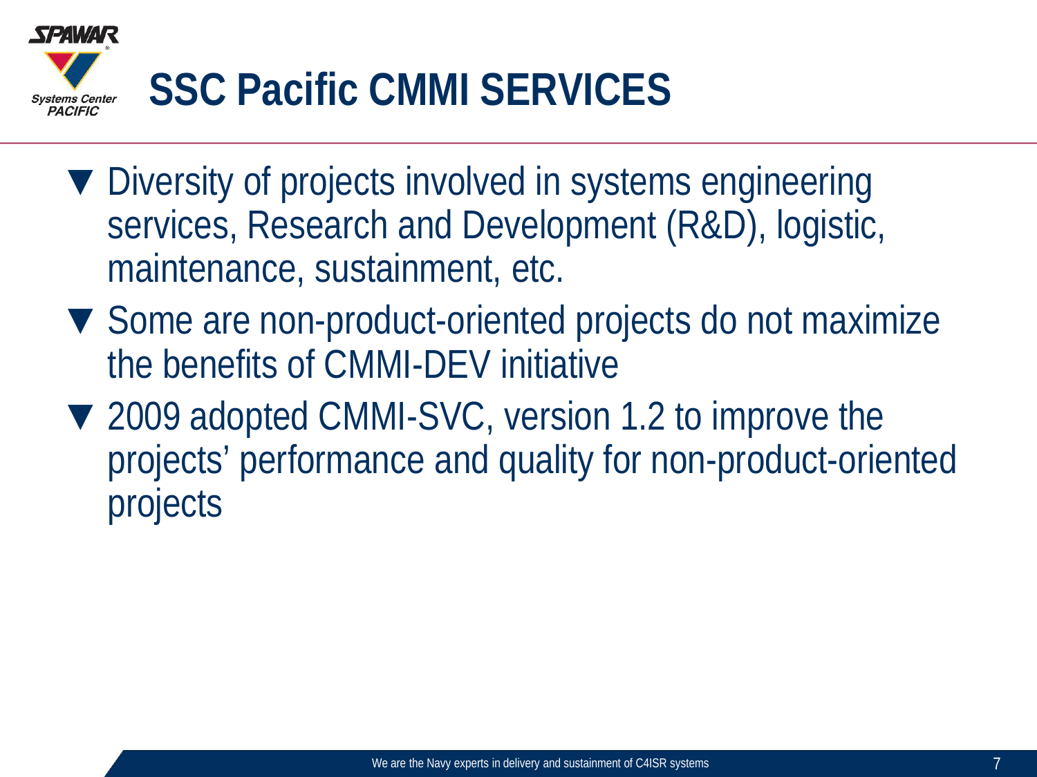# SSC Pacific CMMI SERVICES

- Diversity of projects involved in systems engineering services, Research and Development (R&D), logistic, maintenance, sustainment, etc.
- Some are non-product-oriented projects do not maximize the benefits of CMMI-DEV initiative
- 2009 adopted CMMI-SVC, version 1.2 to improve the projects' performance and quality for non-product-oriented projects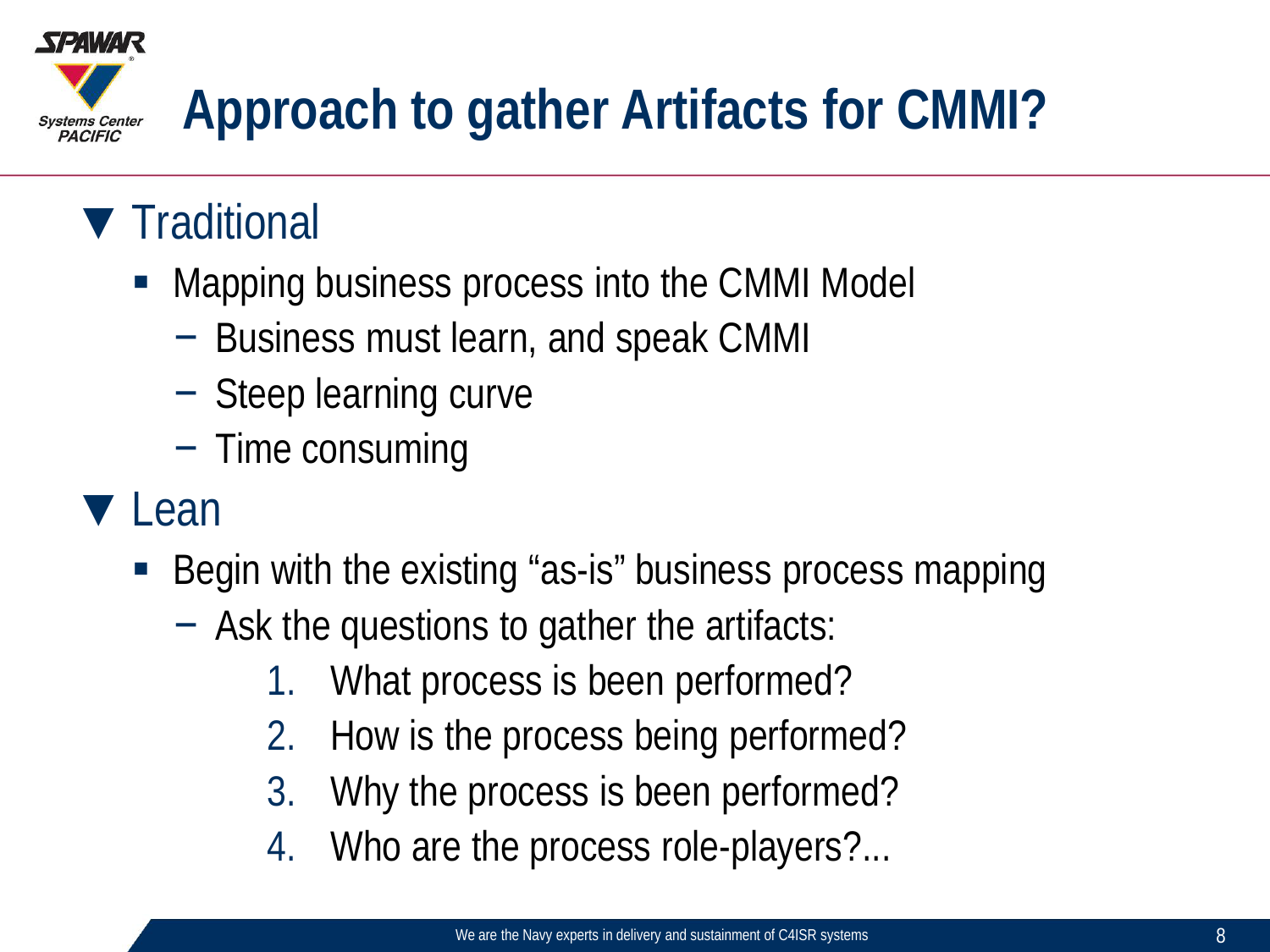# Approach to gather Artifacts for CMMI?

- Traditional
  - Mapping business process into the CMMI Model
    - Business must learn, and speak CMMI
    - Steep learning curve
    - Time consuming
- Lean
  - Begin with the existing “as-is” business process mapping
    - Ask the questions to gather the artifacts:
      1. What process is been performed?
      2. How is the process being performed?
      3. Why the process is been performed?
      4. Who are the process role-players?...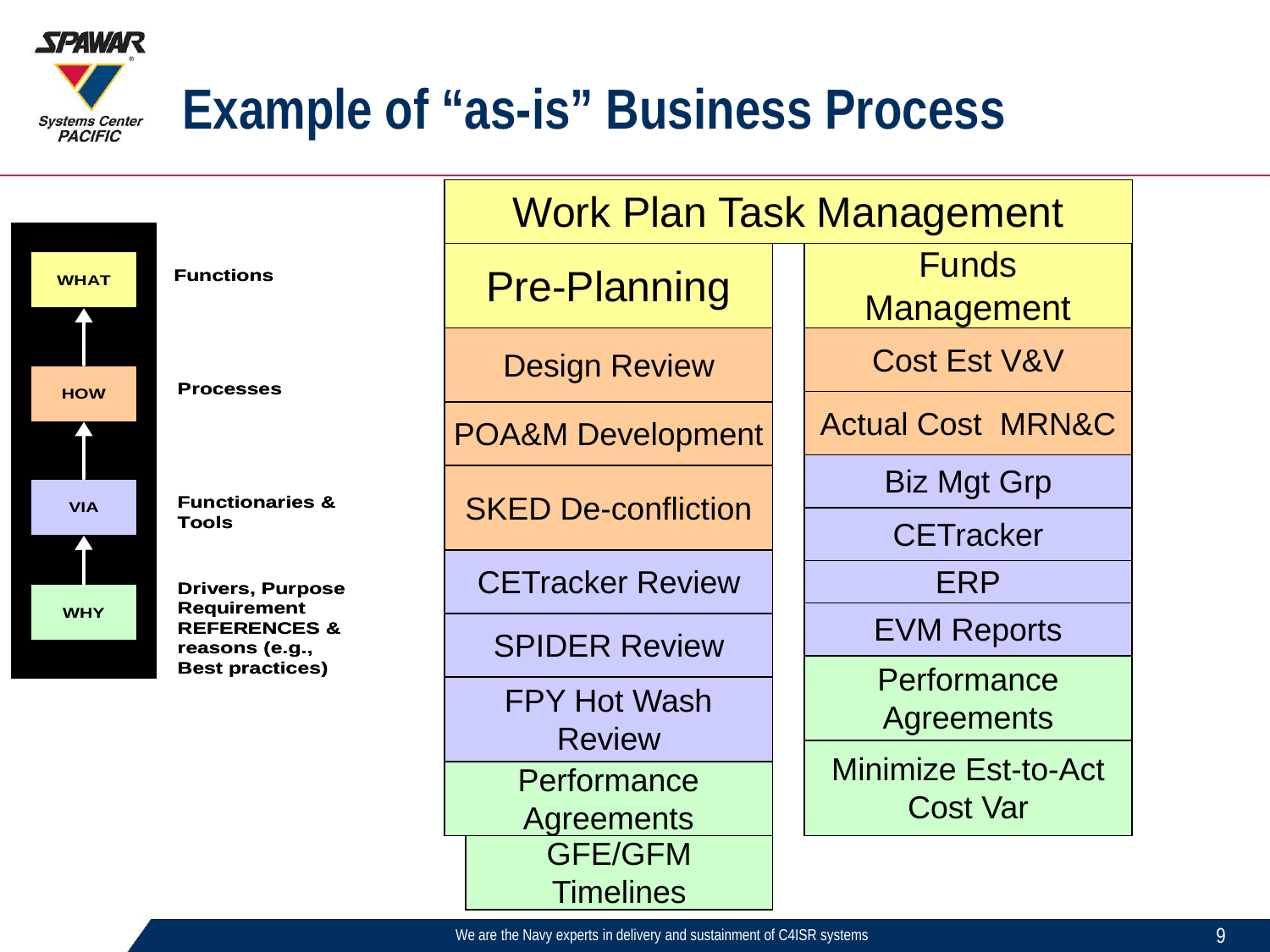# Example of "as-is" Business Process

| Level | Description |
| --- | --- |
| WHAT | Functions |
| HOW | Processes |
| VIA | Functionaries & Tools |
| WHY | Drivers, Purpose Requirement REFERENCES & reasons (e.g., Best practices) |

## Work Plan Task Management

| Level | Pre-Planning | Funds Management |
| --- | --- | --- |
| HOW | Design Review | Cost Est V&V |
| HOW | POA&M Development | Actual Cost MRN&C |
| HOW | SKED De-confliction | |
| VIA | CETracker Review | Biz Mgt Grp |
| VIA | SPIDER Review | CETracker |
| VIA | FPY Hot Wash Review | ERP |
| VIA | | EVM Reports |
| WHY | Performance Agreements | Performance Agreements |
| WHY | GFE/GFM Timelines | Minimize Est-to-Act Cost Var |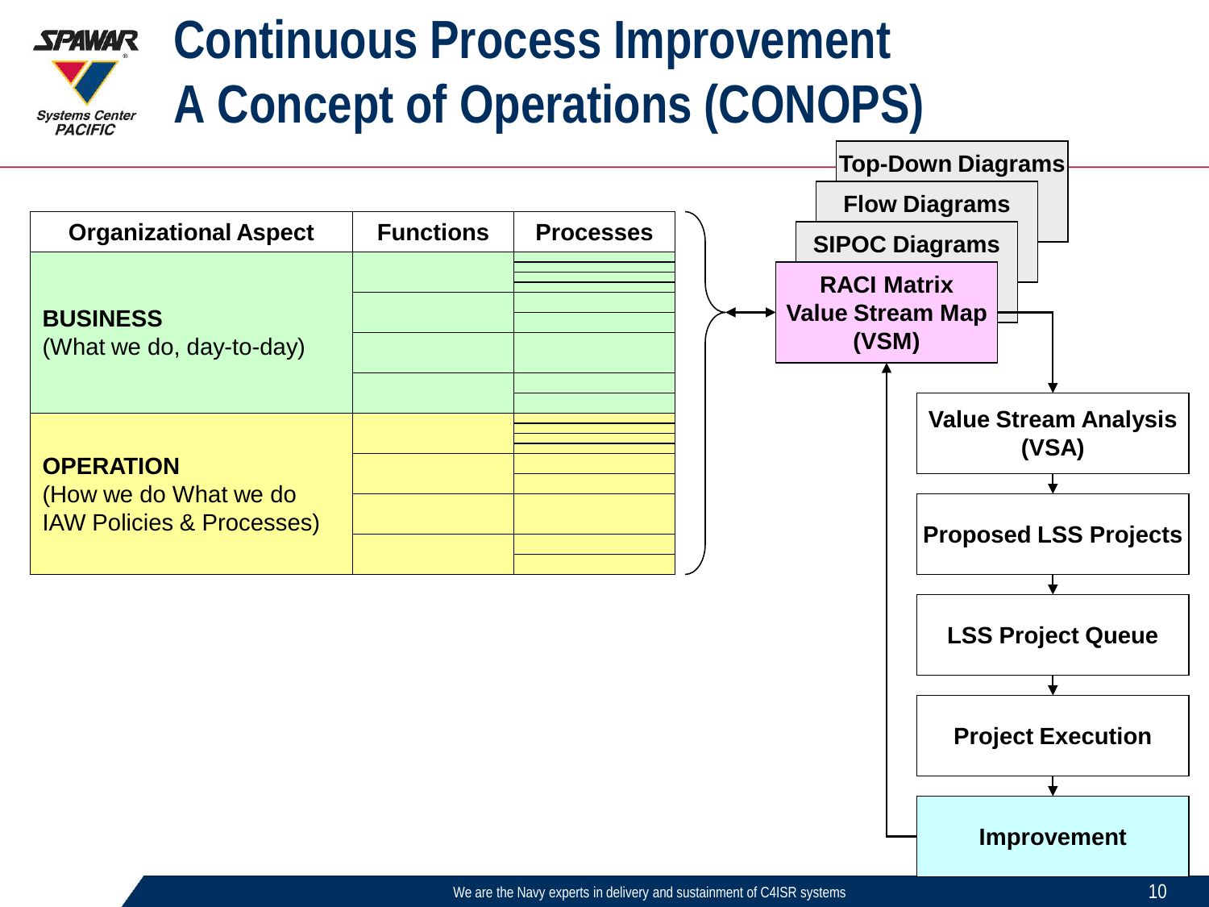# Continuous Process Improvement A Concept of Operations (CONOPS)

| Organizational Aspect | Functions | Processes |
|---|---|---|
| **BUSINESS** (What we do, day-to-day) | | |
| **OPERATION** (How we do What we do IAW Policies & Processes) | | |

Top-Down Diagrams

Flow Diagrams

SIPOC Diagrams

**RACI Matrix**
**Value Stream Map (VSM)**

**Value Stream Analysis (VSA)**

**Proposed LSS Projects**

**LSS Project Queue**

**Project Execution**

**Improvement**

We are the Navy experts in delivery and sustainment of C4ISR systems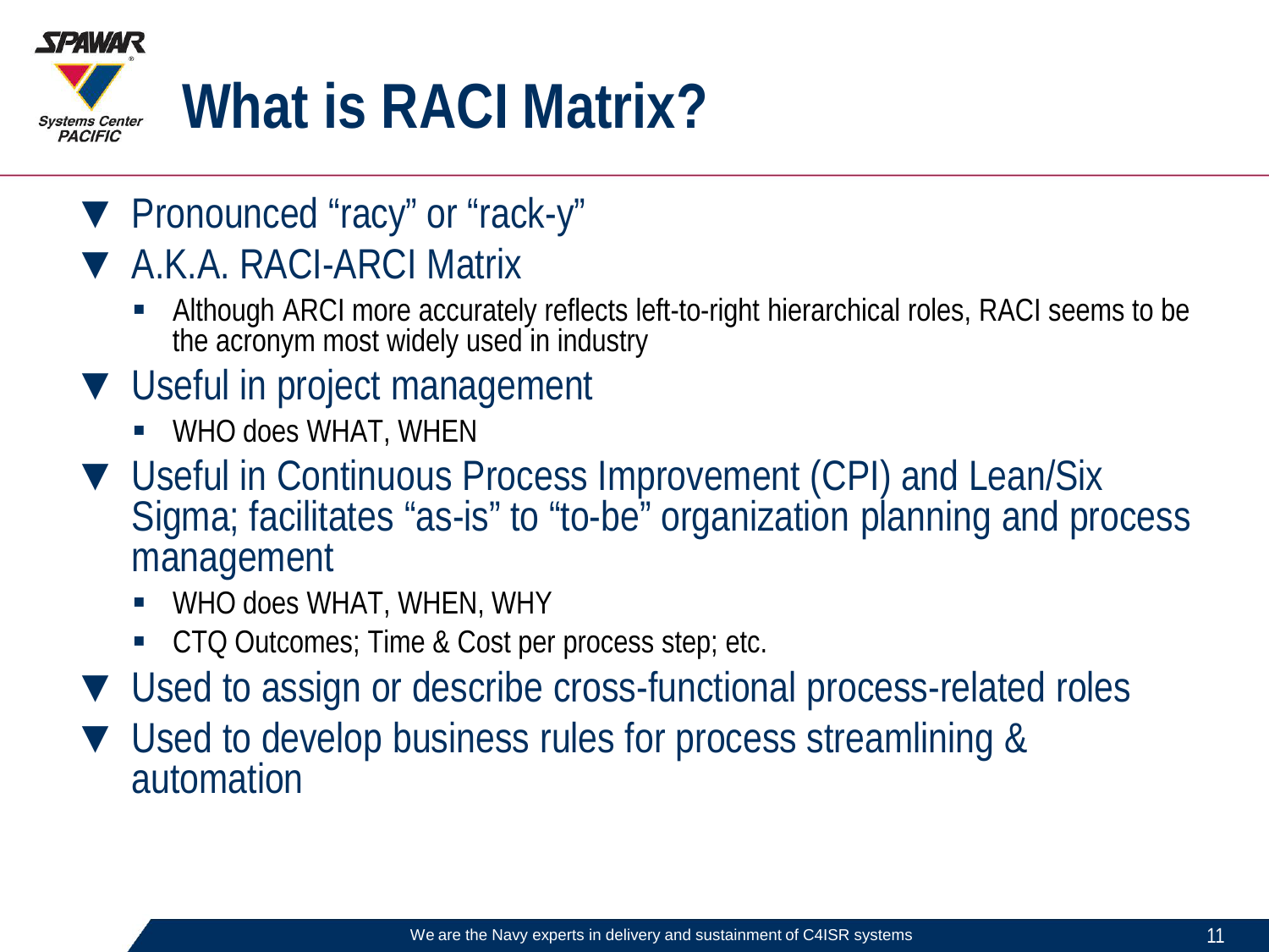# What is RACI Matrix?

- Pronounced "racy" or "rack-y"
- A.K.A. RACI-ARCI Matrix
  - Although ARCI more accurately reflects left-to-right hierarchical roles, RACI seems to be the acronym most widely used in industry
- Useful in project management
  - WHO does WHAT, WHEN
- Useful in Continuous Process Improvement (CPI) and Lean/Six Sigma; facilitates "as-is" to "to-be" organization planning and process management
  - WHO does WHAT, WHEN, WHY
  - CTQ Outcomes; Time & Cost per process step; etc.
- Used to assign or describe cross-functional process-related roles
- Used to develop business rules for process streamlining & automation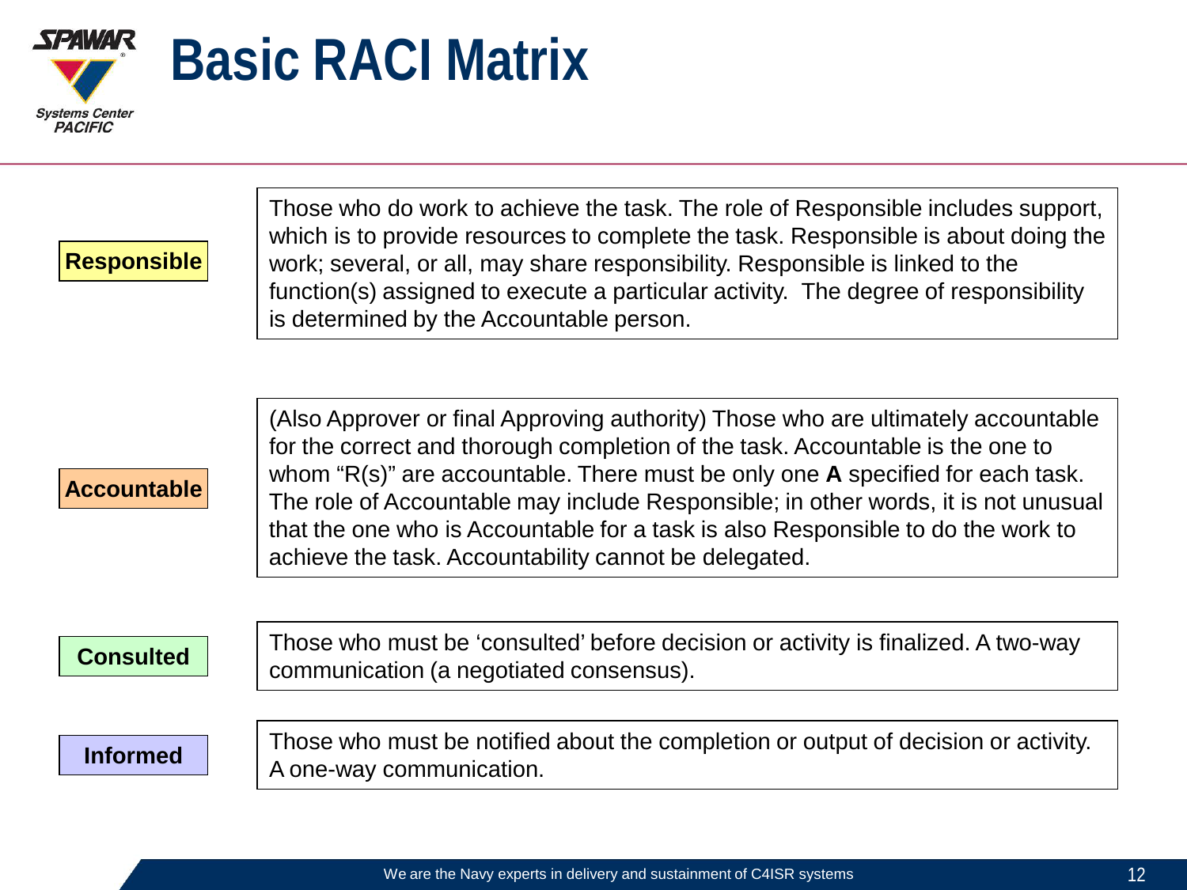# Basic RACI Matrix

| | |
|---|---|
| **Responsible** | Those who do work to achieve the task. The role of Responsible includes support, which is to provide resources to complete the task. Responsible is about doing the work; several, or all, may share responsibility. Responsible is linked to the function(s) assigned to execute a particular activity. The degree of responsibility is determined by the Accountable person. |
| **Accountable** | (Also Approver or final Approving authority) Those who are ultimately accountable for the correct and thorough completion of the task. Accountable is the one to whom "R(s)" are accountable. There must be only one **A** specified for each task. The role of Accountable may include Responsible; in other words, it is not unusual that the one who is Accountable for a task is also Responsible to do the work to achieve the task. Accountability cannot be delegated. |
| **Consulted** | Those who must be 'consulted' before decision or activity is finalized. A two-way communication (a negotiated consensus). |
| **Informed** | Those who must be notified about the completion or output of decision or activity. A one-way communication. |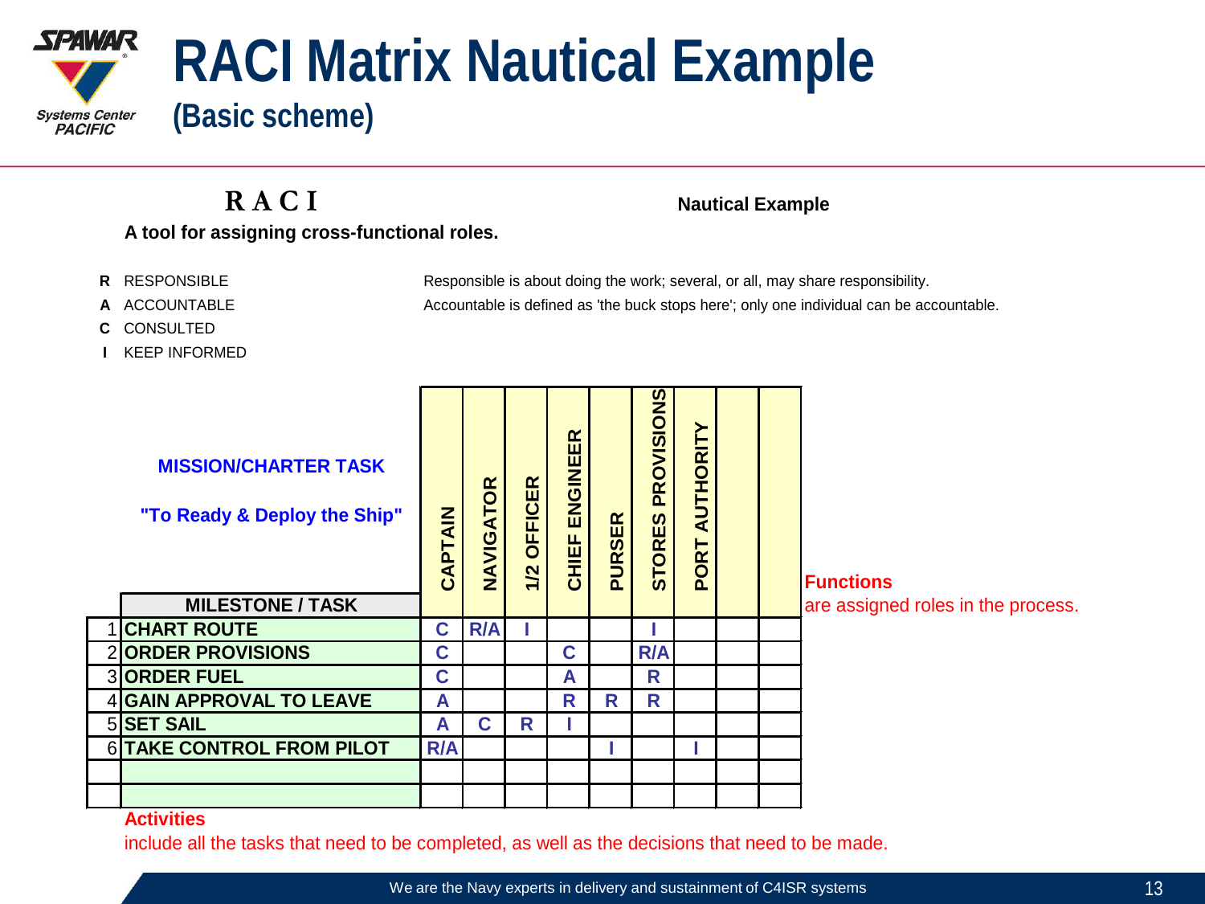# RACI Matrix Nautical Example

## (Basic scheme)

### R A C I

**Nautical Example**

**A tool for assigning cross-functional roles.**

- **R** RESPONSIBLE — Responsible is about doing the work; several, or all, may share responsibility.
- **A** ACCOUNTABLE — Accountable is defined as 'the buck stops here'; only one individual can be accountable.
- **C** CONSULTED
- **I** KEEP INFORMED

**MISSION/CHARTER TASK**

**"To Ready & Deploy the Ship"**

| | MILESTONE / TASK | CAPTAIN | NAVIGATOR | 1/2 OFFICER | CHIEF ENGINEER | PURSER | STORES PROVISIONS | PORT AUTHORITY | | |
|---|---|---|---|---|---|---|---|---|---|---|
| 1 | CHART ROUTE | C | R/A | I | | | I | | | |
| 2 | ORDER PROVISIONS | C | | | C | | R/A | | | |
| 3 | ORDER FUEL | C | | | A | | R | | | |
| 4 | GAIN APPROVAL TO LEAVE | A | | | R | R | R | | | |
| 5 | SET SAIL | A | C | R | I | | | | | |
| 6 | TAKE CONTROL FROM PILOT | R/A | | | | I | | I | | |
| | | | | | | | | | | |
| | | | | | | | | | | |

**Functions** are assigned roles in the process.

**Activities** include all the tasks that need to be completed, as well as the decisions that need to be made.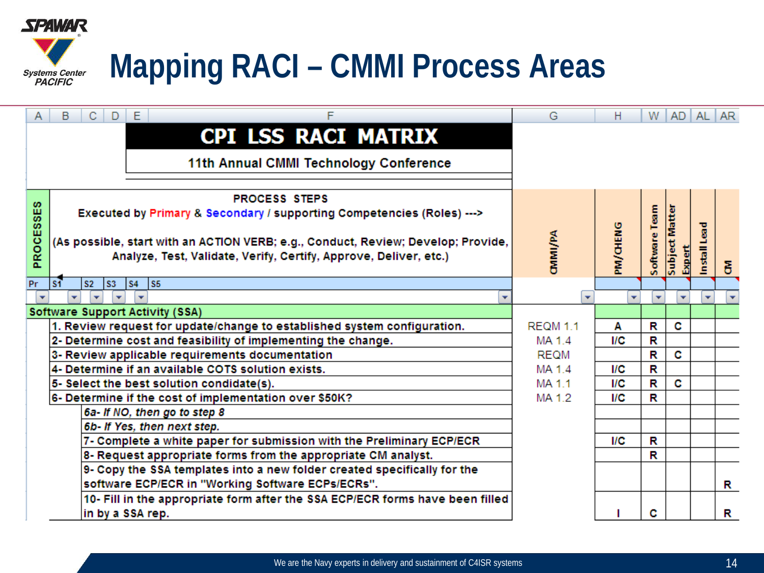# Mapping RACI – CMMI Process Areas

## CPI LSS RACI MATRIX

11th Annual CMMI Technology Conference

**PROCESSES**

**PROCESS STEPS**
Executed by Primary & Secondary / supporting Competencies (Roles) --->

(As possible, start with an ACTION VERB; e.g., Conduct, Review; Develop; Provide, Analyze, Test, Validate, Verify, Certify, Approve, Deliver, etc.)

Pr | S1 | S2 | S3 | S4 | S5

| Process Steps | CMMI/PA | PM/CHENG | Software Team | Subject Matter Expert | Install Lead | CM |
|---|---|---|---|---|---|---|
| **Software Support Activity (SSA)** | | | | | | |
| 1. Review request for update/change to established system configuration. | REQM 1.1 | A | R | C | | |
| 2- Determine cost and feasibility of implementing the change. | MA 1.4 | I/C | R | | | |
| 3- Review applicable requirements documentation | REQM | | R | C | | |
| 4- Determine if an available COTS solution exists. | MA 1.4 | I/C | R | | | |
| 5- Select the best solution condidate(s). | MA 1.1 | I/C | R | C | | |
| 6- Determine if the cost of implementation over $50K? | MA 1.2 | I/C | R | | | |
| *6a- If NO, then go to step 8* | | | | | | |
| *6b- If Yes, then next step.* | | | | | | |
| 7- Complete a white paper for submission with the Preliminary ECP/ECR | | I/C | R | | | |
| 8- Request appropriate forms from the appropriate CM analyst. | | | R | | | |
| 9- Copy the SSA templates into a new folder created specifically for the software ECP/ECR in "Working Software ECPs/ECRs". | | | | | | R |
| 10- Fill in the appropriate form after the SSA ECP/ECR forms have been filled in by a SSA rep. | | I | C | | | R |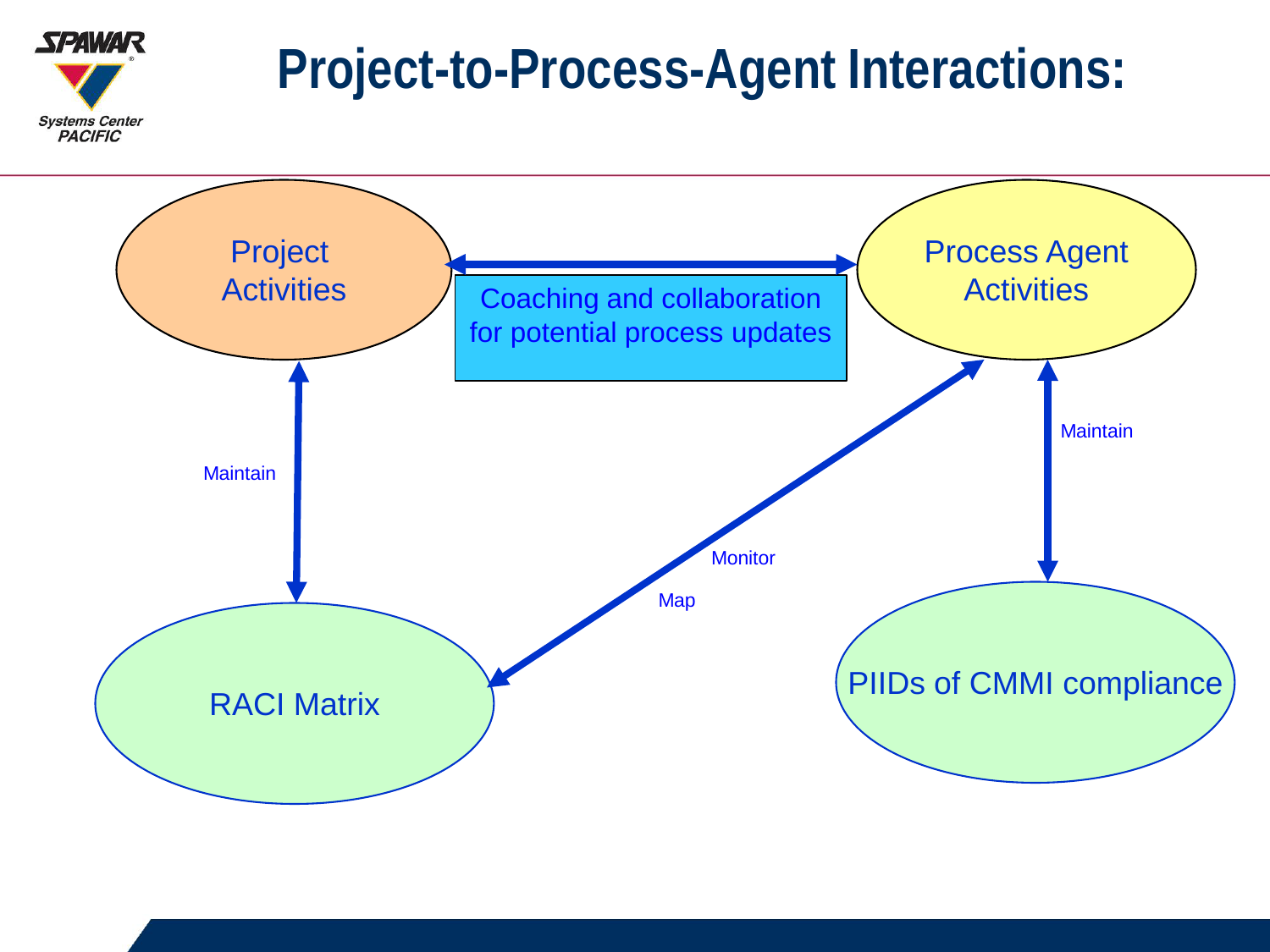# Project-to-Process-Agent Interactions:

Project Activities

Coaching and collaboration for potential process updates

Process Agent Activities

Maintain

Monitor

Map

Maintain

RACI Matrix

PIIDs of CMMI compliance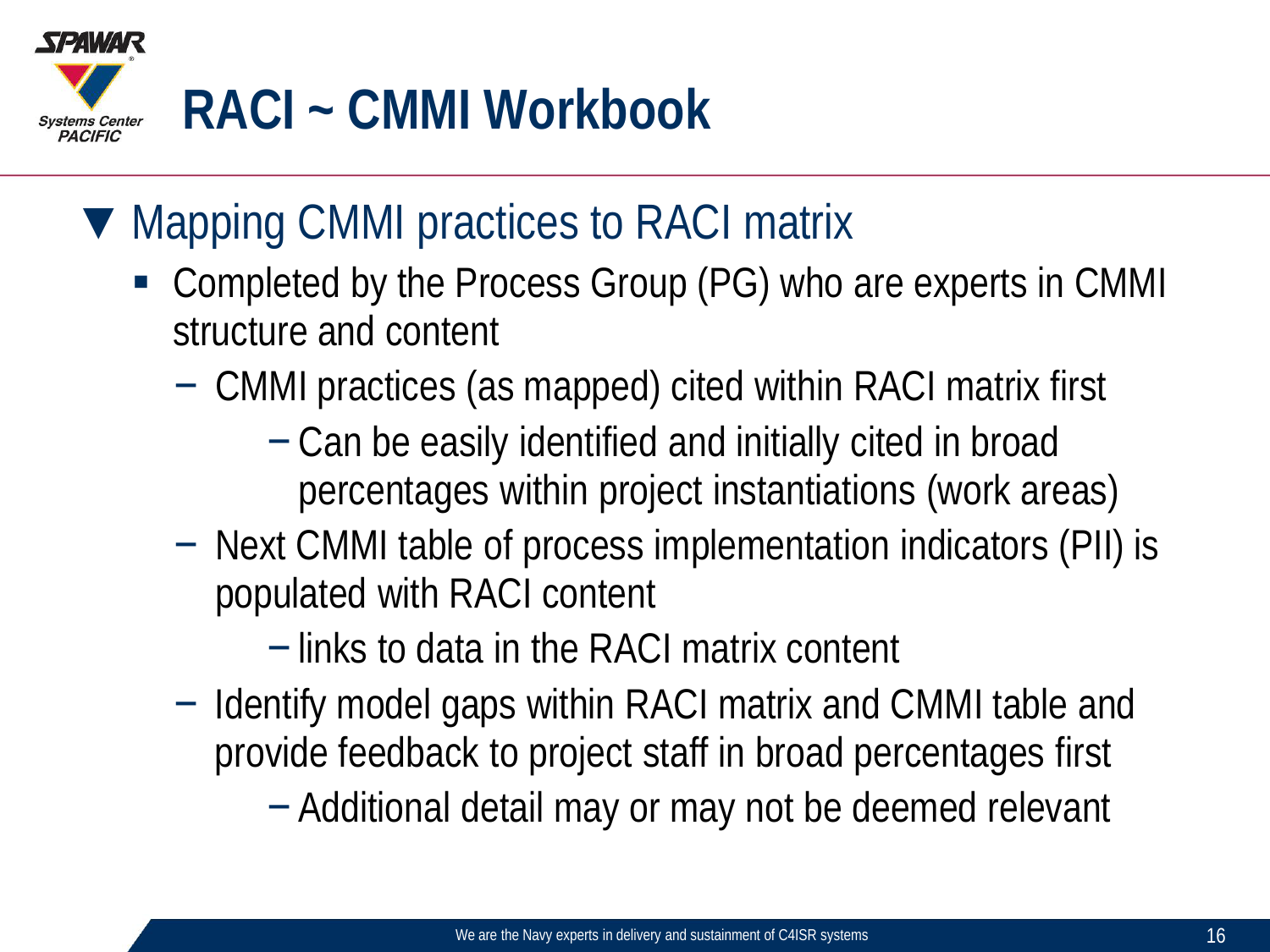# RACI ~ CMMI Workbook

- Mapping CMMI practices to RACI matrix
  - Completed by the Process Group (PG) who are experts in CMMI structure and content
    - CMMI practices (as mapped) cited within RACI matrix first
      - Can be easily identified and initially cited in broad percentages within project instantiations (work areas)
    - Next CMMI table of process implementation indicators (PII) is populated with RACI content
      - links to data in the RACI matrix content
    - Identify model gaps within RACI matrix and CMMI table and provide feedback to project staff in broad percentages first
      - Additional detail may or may not be deemed relevant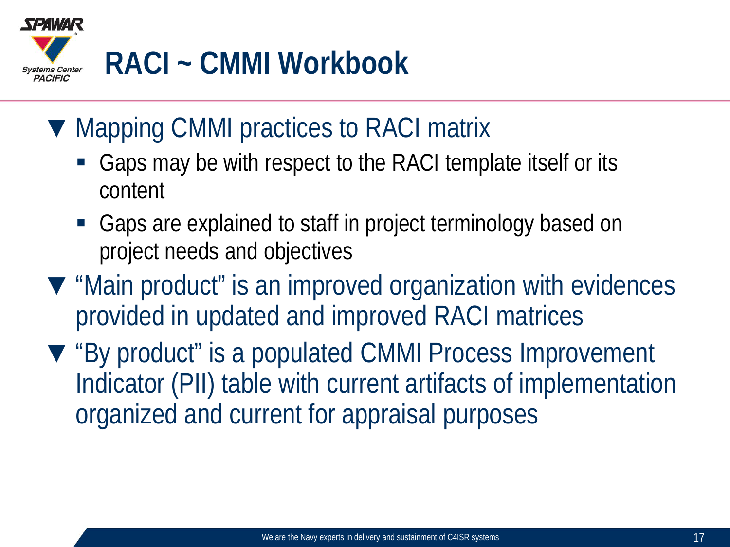# RACI ~ CMMI Workbook

- Mapping CMMI practices to RACI matrix
  - Gaps may be with respect to the RACI template itself or its content
  - Gaps are explained to staff in project terminology based on project needs and objectives
- "Main product" is an improved organization with evidences provided in updated and improved RACI matrices
- "By product" is a populated CMMI Process Improvement Indicator (PII) table with current artifacts of implementation organized and current for appraisal purposes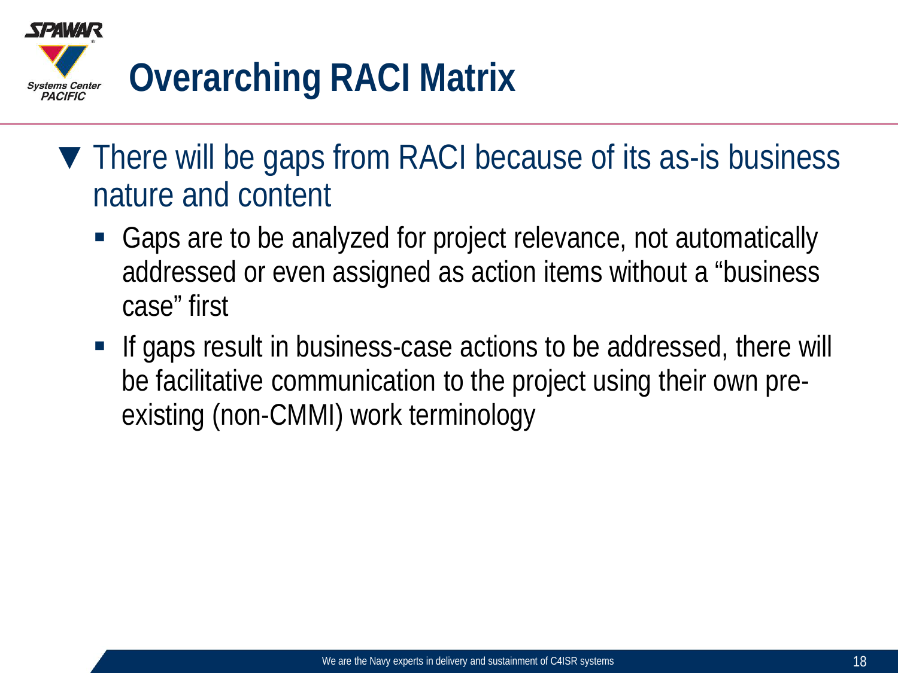# Overarching RACI Matrix

- There will be gaps from RACI because of its as-is business nature and content
  - Gaps are to be analyzed for project relevance, not automatically addressed or even assigned as action items without a "business case" first
  - If gaps result in business-case actions to be addressed, there will be facilitative communication to the project using their own pre-existing (non-CMMI) work terminology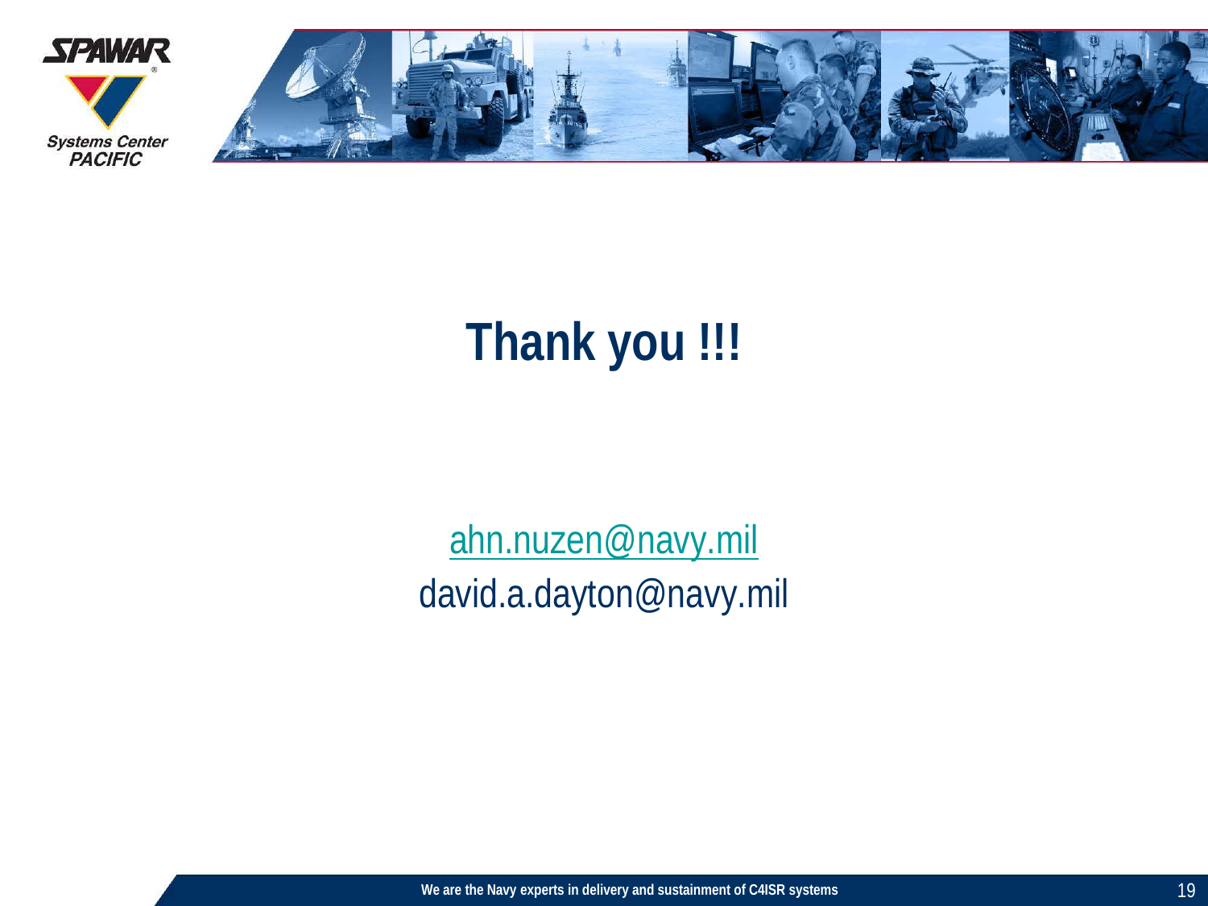# Thank you !!!

ahn.nuzen@navy.mil

david.a.dayton@navy.mil